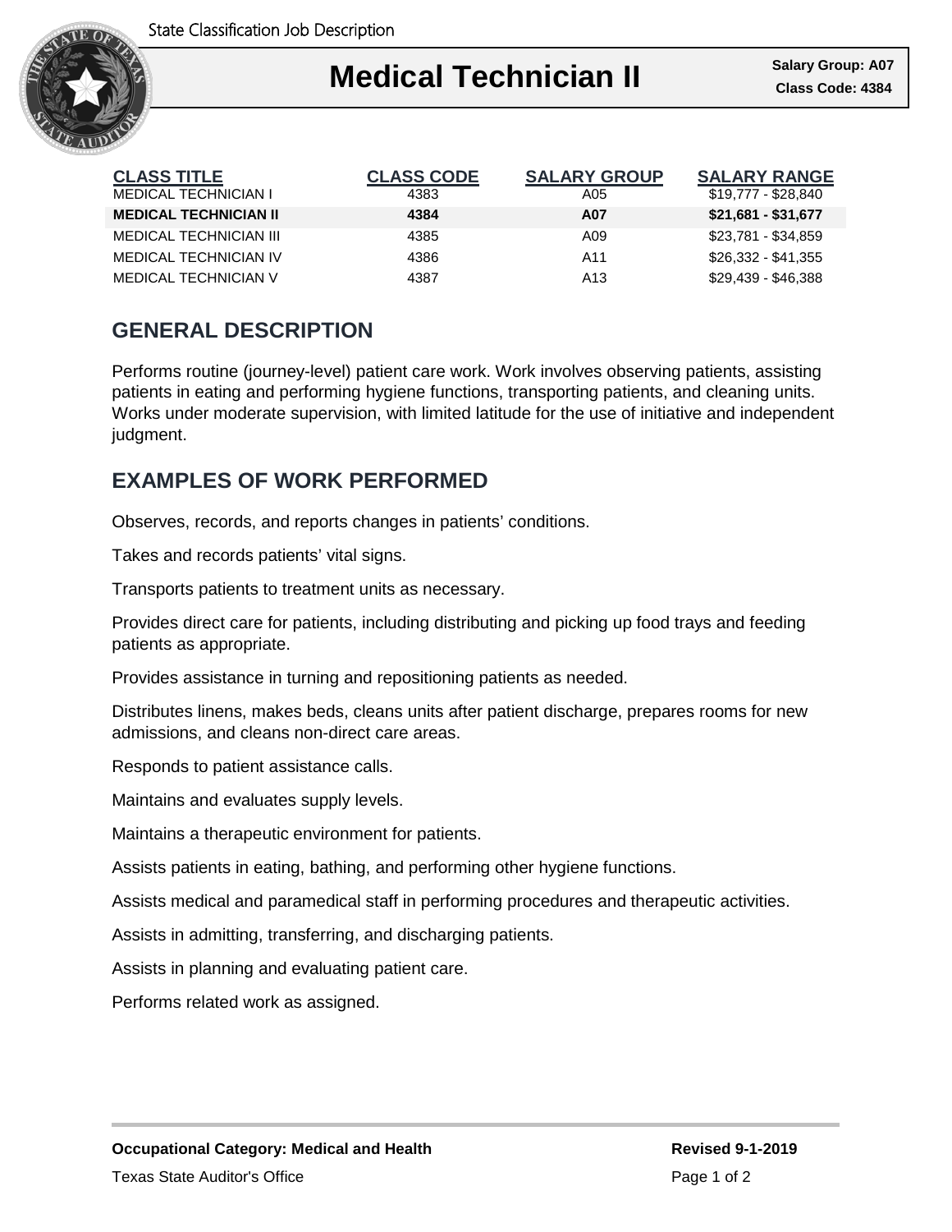State Classification Job Description

# Medical Technician II

**Salary Group: A07**
**Class Code: 4384**

| CLASS TITLE | CLASS CODE | SALARY GROUP | SALARY RANGE |
|---|---|---|---|
| MEDICAL TECHNICIAN I | 4383 | A05 | $19,777 - $28,840 |
| **MEDICAL TECHNICIAN II** | **4384** | **A07** | **$21,681 - $31,677** |
| MEDICAL TECHNICIAN III | 4385 | A09 | $23,781 - $34,859 |
| MEDICAL TECHNICIAN IV | 4386 | A11 | $26,332 - $41,355 |
| MEDICAL TECHNICIAN V | 4387 | A13 | $29,439 - $46,388 |

## GENERAL DESCRIPTION

Performs routine (journey-level) patient care work. Work involves observing patients, assisting patients in eating and performing hygiene functions, transporting patients, and cleaning units. Works under moderate supervision, with limited latitude for the use of initiative and independent judgment.

## EXAMPLES OF WORK PERFORMED

Observes, records, and reports changes in patients' conditions.

Takes and records patients' vital signs.

Transports patients to treatment units as necessary.

Provides direct care for patients, including distributing and picking up food trays and feeding patients as appropriate.

Provides assistance in turning and repositioning patients as needed.

Distributes linens, makes beds, cleans units after patient discharge, prepares rooms for new admissions, and cleans non-direct care areas.

Responds to patient assistance calls.

Maintains and evaluates supply levels.

Maintains a therapeutic environment for patients.

Assists patients in eating, bathing, and performing other hygiene functions.

Assists medical and paramedical staff in performing procedures and therapeutic activities.

Assists in admitting, transferring, and discharging patients.

Assists in planning and evaluating patient care.

Performs related work as assigned.

**Occupational Category: Medical and Health**

**Revised 9-1-2019**

Texas State Auditor's Office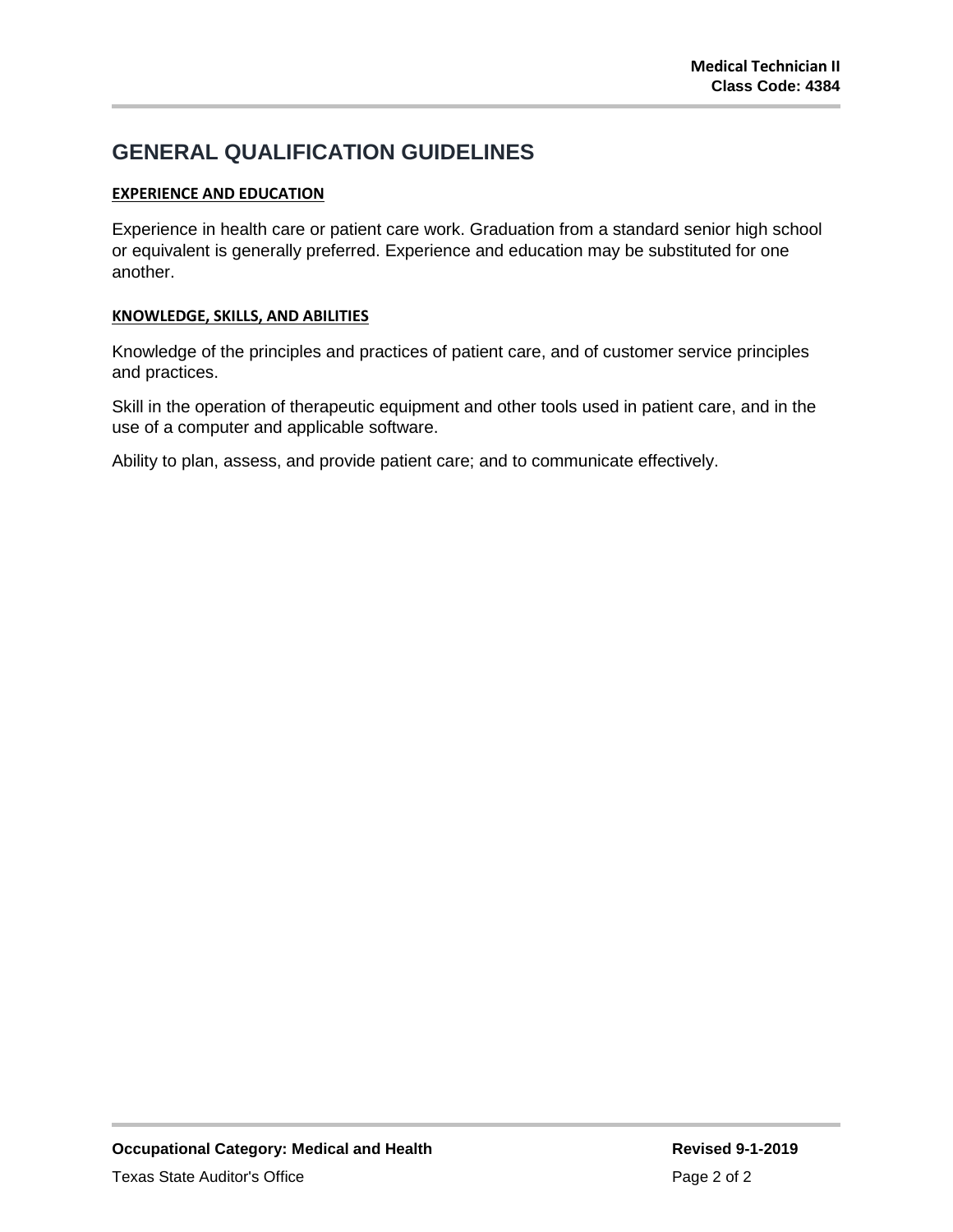# GENERAL QUALIFICATION GUIDELINES

## EXPERIENCE AND EDUCATION

Experience in health care or patient care work. Graduation from a standard senior high school or equivalent is generally preferred. Experience and education may be substituted for one another.

## KNOWLEDGE, SKILLS, AND ABILITIES

Knowledge of the principles and practices of patient care, and of customer service principles and practices.

Skill in the operation of therapeutic equipment and other tools used in patient care, and in the use of a computer and applicable software.

Ability to plan, assess, and provide patient care; and to communicate effectively.